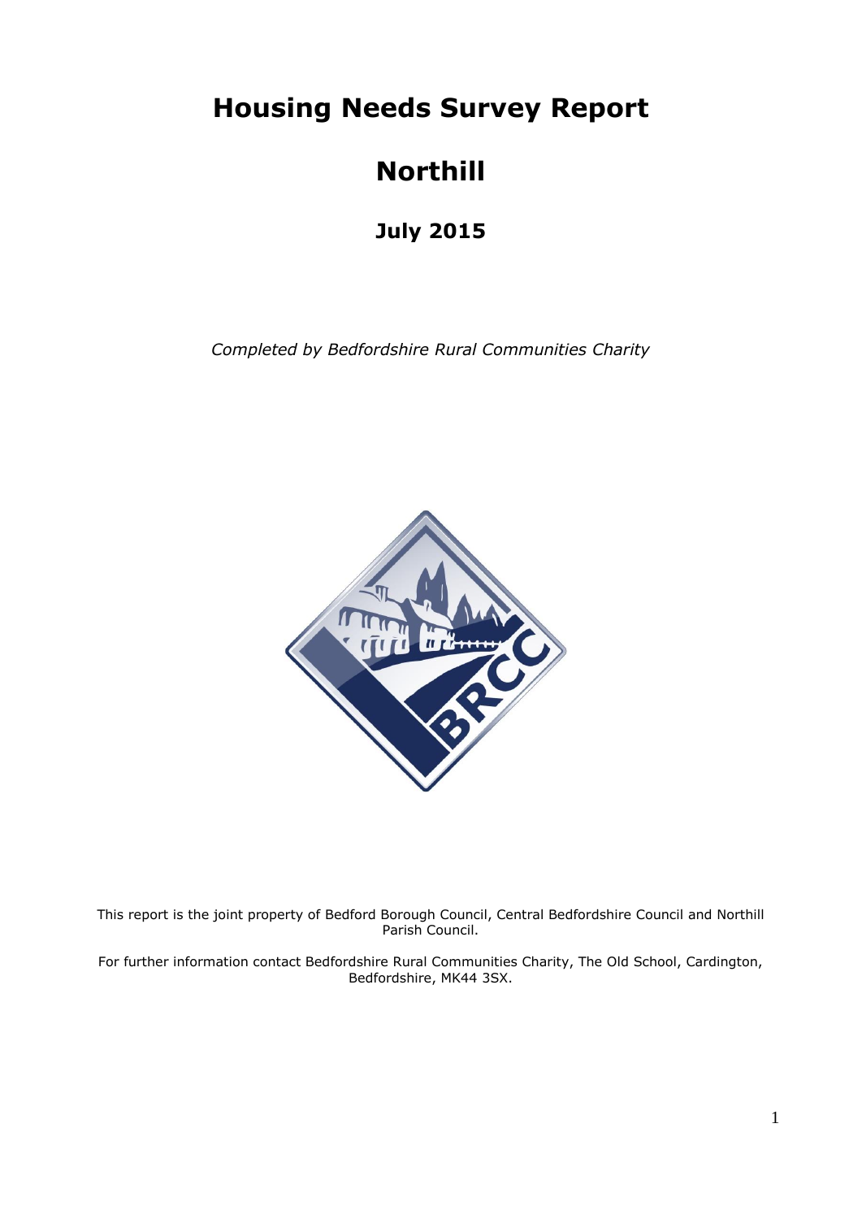# Housing Needs Survey Report

# Northill

### July 2015

*Completed by Bedfordshire Rural Communities Charity*

This report is the joint property of Bedford Borough Council, Central Bedfordshire Council and Northill Parish Council.

For further information contact Bedfordshire Rural Communities Charity, The Old School, Cardington, Bedfordshire, MK44 3SX.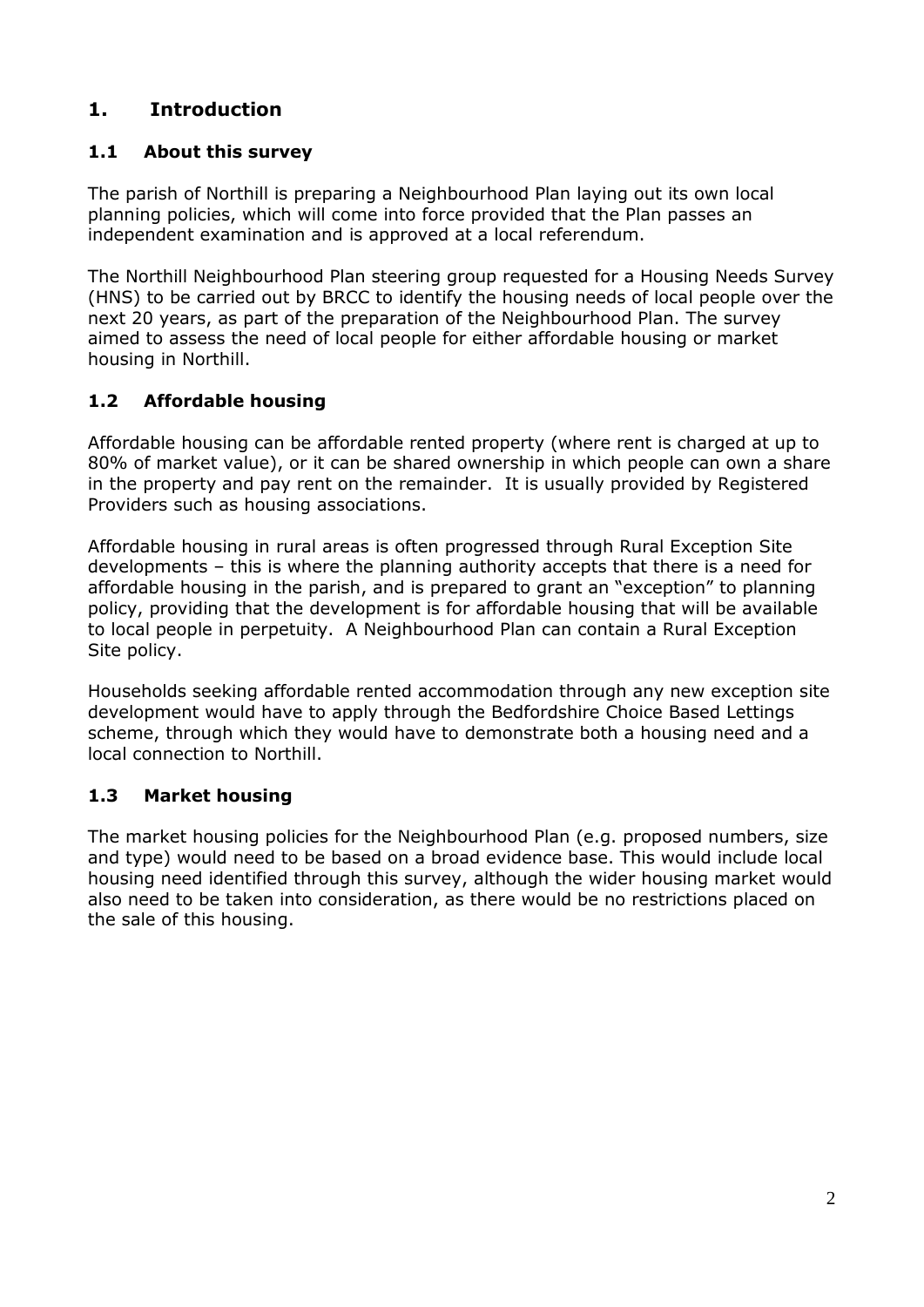# 1. Introduction

## 1.1 About this survey

The parish of Northill is preparing a Neighbourhood Plan laying out its own local planning policies, which will come into force provided that the Plan passes an independent examination and is approved at a local referendum.

The Northill Neighbourhood Plan steering group requested for a Housing Needs Survey (HNS) to be carried out by BRCC to identify the housing needs of local people over the next 20 years, as part of the preparation of the Neighbourhood Plan. The survey aimed to assess the need of local people for either affordable housing or market housing in Northill.

## 1.2 Affordable housing

Affordable housing can be affordable rented property (where rent is charged at up to 80% of market value), or it can be shared ownership in which people can own a share in the property and pay rent on the remainder. It is usually provided by Registered Providers such as housing associations.

Affordable housing in rural areas is often progressed through Rural Exception Site developments – this is where the planning authority accepts that there is a need for affordable housing in the parish, and is prepared to grant an "exception" to planning policy, providing that the development is for affordable housing that will be available to local people in perpetuity. A Neighbourhood Plan can contain a Rural Exception Site policy.

Households seeking affordable rented accommodation through any new exception site development would have to apply through the Bedfordshire Choice Based Lettings scheme, through which they would have to demonstrate both a housing need and a local connection to Northill.

## 1.3 Market housing

The market housing policies for the Neighbourhood Plan (e.g. proposed numbers, size and type) would need to be based on a broad evidence base. This would include local housing need identified through this survey, although the wider housing market would also need to be taken into consideration, as there would be no restrictions placed on the sale of this housing.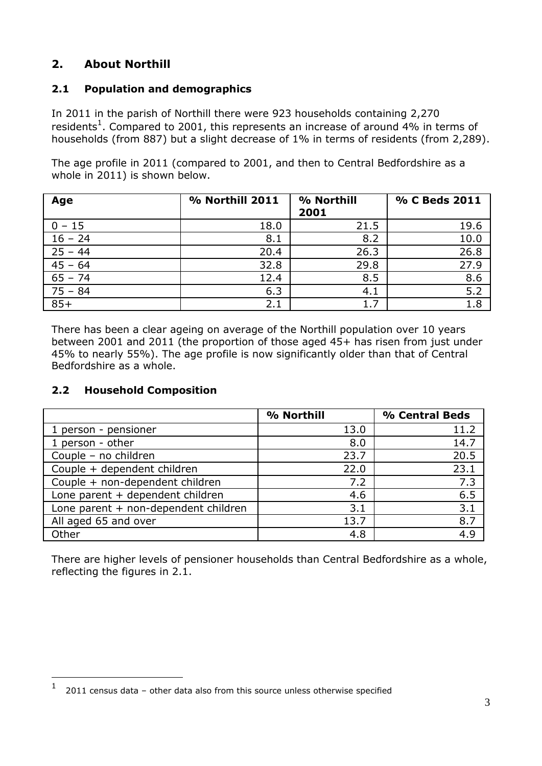## 2. About Northill

### 2.1 Population and demographics

In 2011 in the parish of Northill there were 923 households containing 2,270 residents[1]. Compared to 2001, this represents an increase of around 4% in terms of households (from 887) but a slight decrease of 1% in terms of residents (from 2,289).

The age profile in 2011 (compared to 2001, and then to Central Bedfordshire as a whole in 2011) is shown below.

| Age | % Northill 2011 | % Northill 2001 | % C Beds 2011 |
|---|---|---|---|
| 0 – 15 | 18.0 | 21.5 | 19.6 |
| 16 – 24 | 8.1 | 8.2 | 10.0 |
| 25 – 44 | 20.4 | 26.3 | 26.8 |
| 45 – 64 | 32.8 | 29.8 | 27.9 |
| 65 – 74 | 12.4 | 8.5 | 8.6 |
| 75 – 84 | 6.3 | 4.1 | 5.2 |
| 85+ | 2.1 | 1.7 | 1.8 |

There has been a clear ageing on average of the Northill population over 10 years between 2001 and 2011 (the proportion of those aged 45+ has risen from just under 45% to nearly 55%). The age profile is now significantly older than that of Central Bedfordshire as a whole.

### 2.2 Household Composition

| | % Northill | % Central Beds |
|---|---|---|
| 1 person - pensioner | 13.0 | 11.2 |
| 1 person - other | 8.0 | 14.7 |
| Couple – no children | 23.7 | 20.5 |
| Couple + dependent children | 22.0 | 23.1 |
| Couple + non-dependent children | 7.2 | 7.3 |
| Lone parent + dependent children | 4.6 | 6.5 |
| Lone parent + non-dependent children | 3.1 | 3.1 |
| All aged 65 and over | 13.7 | 8.7 |
| Other | 4.8 | 4.9 |

There are higher levels of pensioner households than Central Bedfordshire as a whole, reflecting the figures in 2.1.

[1] 2011 census data – other data also from this source unless otherwise specified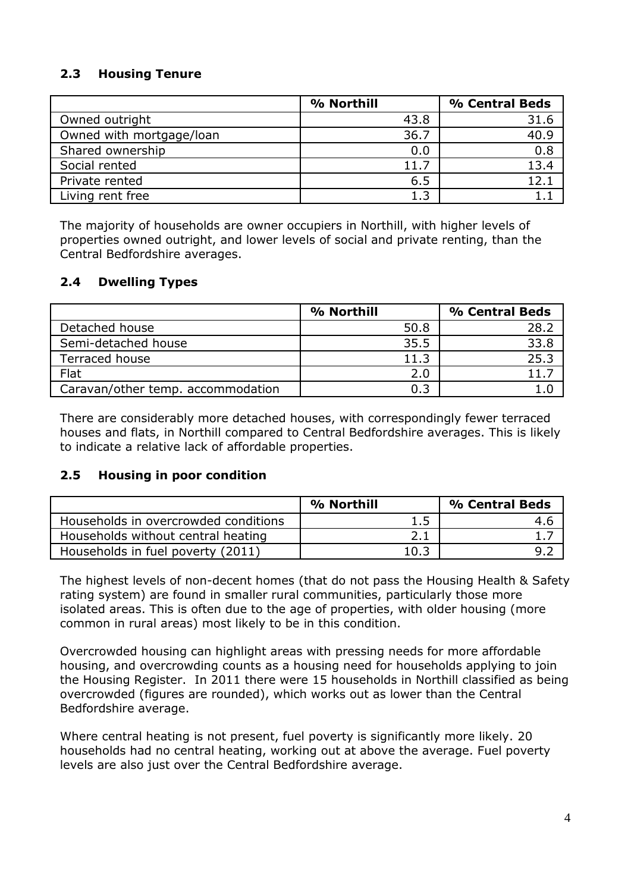## 2.3 Housing Tenure

| | % Northill | % Central Beds |
|---|---|---|
| Owned outright | 43.8 | 31.6 |
| Owned with mortgage/loan | 36.7 | 40.9 |
| Shared ownership | 0.0 | 0.8 |
| Social rented | 11.7 | 13.4 |
| Private rented | 6.5 | 12.1 |
| Living rent free | 1.3 | 1.1 |

The majority of households are owner occupiers in Northill, with higher levels of properties owned outright, and lower levels of social and private renting, than the Central Bedfordshire averages.

## 2.4 Dwelling Types

| | % Northill | % Central Beds |
|---|---|---|
| Detached house | 50.8 | 28.2 |
| Semi-detached house | 35.5 | 33.8 |
| Terraced house | 11.3 | 25.3 |
| Flat | 2.0 | 11.7 |
| Caravan/other temp. accommodation | 0.3 | 1.0 |

There are considerably more detached houses, with correspondingly fewer terraced houses and flats, in Northill compared to Central Bedfordshire averages. This is likely to indicate a relative lack of affordable properties.

## 2.5 Housing in poor condition

| | % Northill | % Central Beds |
|---|---|---|
| Households in overcrowded conditions | 1.5 | 4.6 |
| Households without central heating | 2.1 | 1.7 |
| Households in fuel poverty (2011) | 10.3 | 9.2 |

The highest levels of non-decent homes (that do not pass the Housing Health & Safety rating system) are found in smaller rural communities, particularly those more isolated areas. This is often due to the age of properties, with older housing (more common in rural areas) most likely to be in this condition.

Overcrowded housing can highlight areas with pressing needs for more affordable housing, and overcrowding counts as a housing need for households applying to join the Housing Register. In 2011 there were 15 households in Northill classified as being overcrowded (figures are rounded), which works out as lower than the Central Bedfordshire average.

Where central heating is not present, fuel poverty is significantly more likely. 20 households had no central heating, working out at above the average. Fuel poverty levels are also just over the Central Bedfordshire average.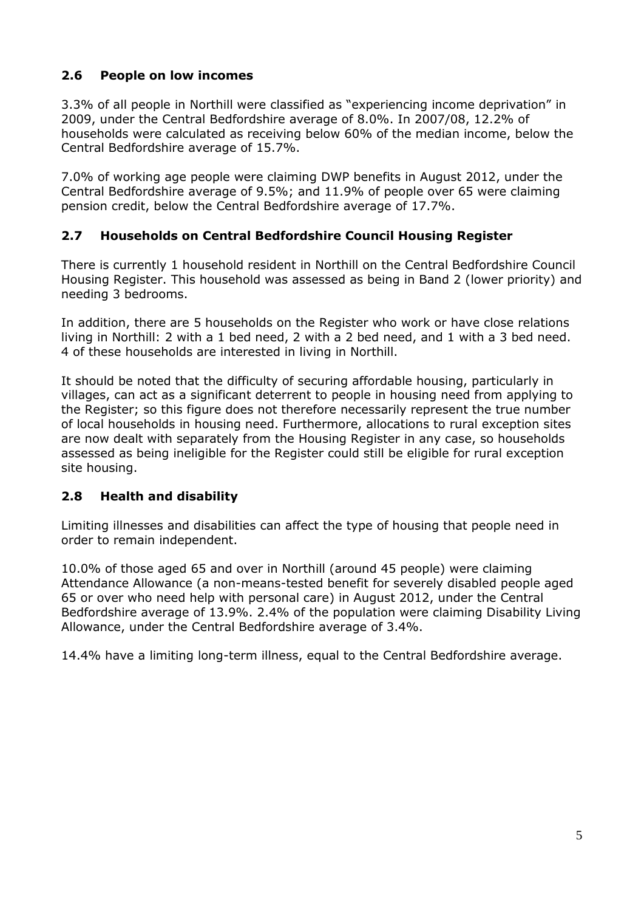## 2.6 People on low incomes

3.3% of all people in Northill were classified as "experiencing income deprivation" in 2009, under the Central Bedfordshire average of 8.0%. In 2007/08, 12.2% of households were calculated as receiving below 60% of the median income, below the Central Bedfordshire average of 15.7%.

7.0% of working age people were claiming DWP benefits in August 2012, under the Central Bedfordshire average of 9.5%; and 11.9% of people over 65 were claiming pension credit, below the Central Bedfordshire average of 17.7%.

## 2.7 Households on Central Bedfordshire Council Housing Register

There is currently 1 household resident in Northill on the Central Bedfordshire Council Housing Register. This household was assessed as being in Band 2 (lower priority) and needing 3 bedrooms.

In addition, there are 5 households on the Register who work or have close relations living in Northill: 2 with a 1 bed need, 2 with a 2 bed need, and 1 with a 3 bed need. 4 of these households are interested in living in Northill.

It should be noted that the difficulty of securing affordable housing, particularly in villages, can act as a significant deterrent to people in housing need from applying to the Register; so this figure does not therefore necessarily represent the true number of local households in housing need. Furthermore, allocations to rural exception sites are now dealt with separately from the Housing Register in any case, so households assessed as being ineligible for the Register could still be eligible for rural exception site housing.

## 2.8 Health and disability

Limiting illnesses and disabilities can affect the type of housing that people need in order to remain independent.

10.0% of those aged 65 and over in Northill (around 45 people) were claiming Attendance Allowance (a non-means-tested benefit for severely disabled people aged 65 or over who need help with personal care) in August 2012, under the Central Bedfordshire average of 13.9%. 2.4% of the population were claiming Disability Living Allowance, under the Central Bedfordshire average of 3.4%.

14.4% have a limiting long-term illness, equal to the Central Bedfordshire average.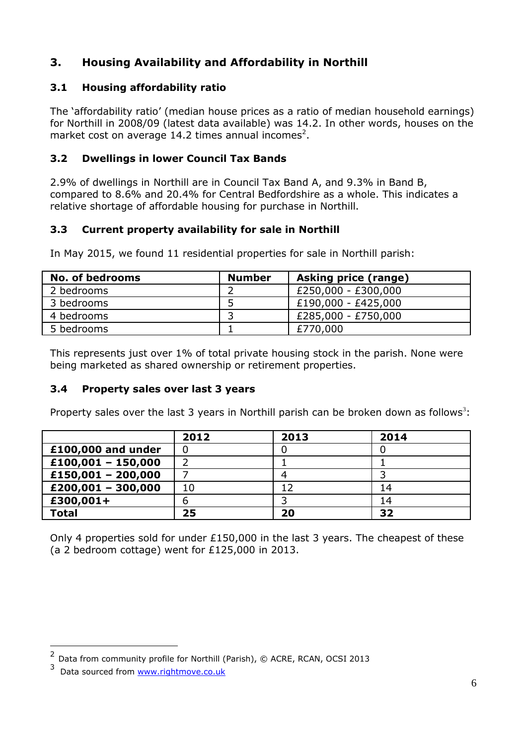## 3. Housing Availability and Affordability in Northill

### 3.1 Housing affordability ratio

The 'affordability ratio' (median house prices as a ratio of median household earnings) for Northill in 2008/09 (latest data available) was 14.2. In other words, houses on the market cost on average 14.2 times annual incomes[2].

### 3.2 Dwellings in lower Council Tax Bands

2.9% of dwellings in Northill are in Council Tax Band A, and 9.3% in Band B, compared to 8.6% and 20.4% for Central Bedfordshire as a whole. This indicates a relative shortage of affordable housing for purchase in Northill.

### 3.3 Current property availability for sale in Northill

In May 2015, we found 11 residential properties for sale in Northill parish:

| No. of bedrooms | Number | Asking price (range) |
|---|---|---|
| 2 bedrooms | 2 | £250,000 - £300,000 |
| 3 bedrooms | 5 | £190,000 - £425,000 |
| 4 bedrooms | 3 | £285,000 - £750,000 |
| 5 bedrooms | 1 | £770,000 |

This represents just over 1% of total private housing stock in the parish. None were being marketed as shared ownership or retirement properties.

### 3.4 Property sales over last 3 years

Property sales over the last 3 years in Northill parish can be broken down as follows[3]:

| | 2012 | 2013 | 2014 |
|---|---|---|---|
| **£100,000 and under** | 0 | 0 | 0 |
| **£100,001 – 150,000** | 2 | 1 | 1 |
| **£150,001 – 200,000** | 7 | 4 | 3 |
| **£200,001 – 300,000** | 10 | 12 | 14 |
| **£300,001+** | 6 | 3 | 14 |
| **Total** | **25** | **20** | **32** |

Only 4 properties sold for under £150,000 in the last 3 years. The cheapest of these (a 2 bedroom cottage) went for £125,000 in 2013.

---

[2] Data from community profile for Northill (Parish), © ACRE, RCAN, OCSI 2013

[3] Data sourced from www.rightmove.co.uk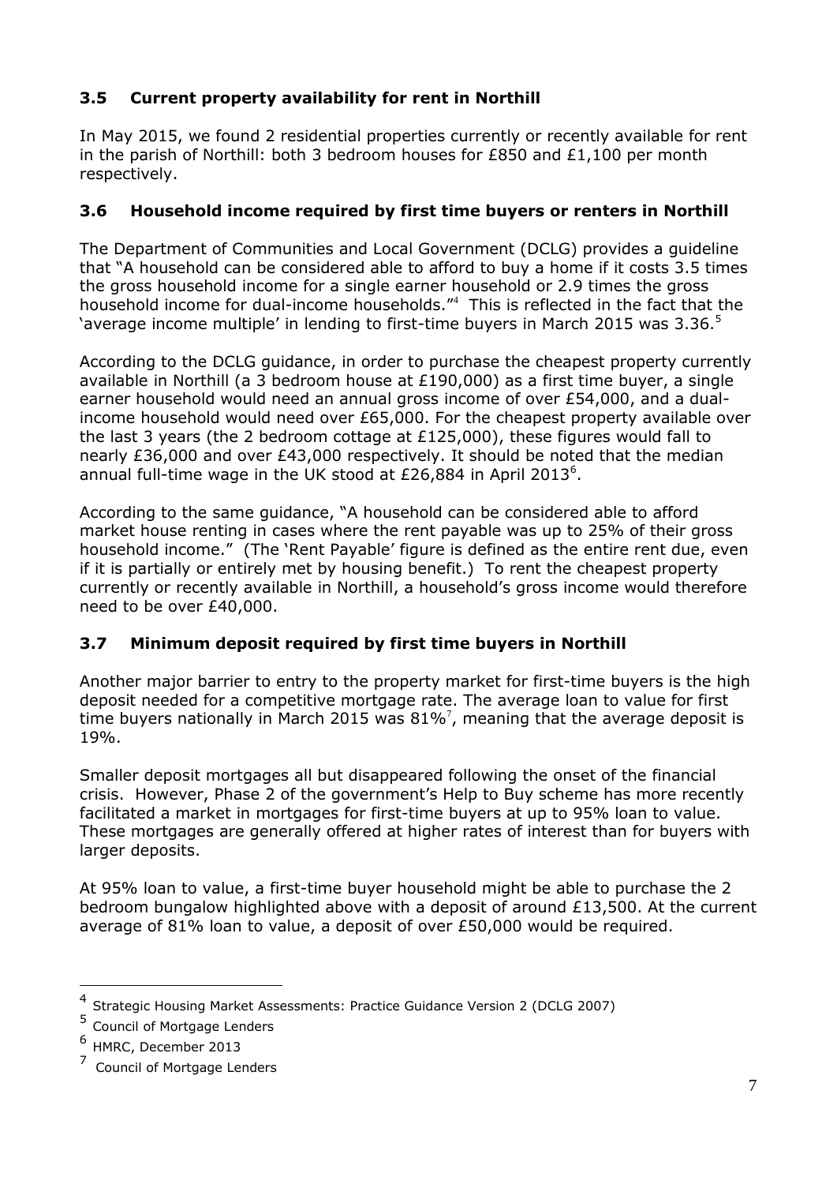### 3.5 Current property availability for rent in Northill

In May 2015, we found 2 residential properties currently or recently available for rent in the parish of Northill: both 3 bedroom houses for £850 and £1,100 per month respectively.

### 3.6 Household income required by first time buyers or renters in Northill

The Department of Communities and Local Government (DCLG) provides a guideline that "A household can be considered able to afford to buy a home if it costs 3.5 times the gross household income for a single earner household or 2.9 times the gross household income for dual-income households."[4] This is reflected in the fact that the 'average income multiple' in lending to first-time buyers in March 2015 was 3.36.[5]

According to the DCLG guidance, in order to purchase the cheapest property currently available in Northill (a 3 bedroom house at £190,000) as a first time buyer, a single earner household would need an annual gross income of over £54,000, and a dual-income household would need over £65,000. For the cheapest property available over the last 3 years (the 2 bedroom cottage at £125,000), these figures would fall to nearly £36,000 and over £43,000 respectively. It should be noted that the median annual full-time wage in the UK stood at £26,884 in April 2013[6].

According to the same guidance, "A household can be considered able to afford market house renting in cases where the rent payable was up to 25% of their gross household income." (The 'Rent Payable' figure is defined as the entire rent due, even if it is partially or entirely met by housing benefit.) To rent the cheapest property currently or recently available in Northill, a household's gross income would therefore need to be over £40,000.

### 3.7 Minimum deposit required by first time buyers in Northill

Another major barrier to entry to the property market for first-time buyers is the high deposit needed for a competitive mortgage rate. The average loan to value for first time buyers nationally in March 2015 was 81%[7], meaning that the average deposit is 19%.

Smaller deposit mortgages all but disappeared following the onset of the financial crisis. However, Phase 2 of the government's Help to Buy scheme has more recently facilitated a market in mortgages for first-time buyers at up to 95% loan to value. These mortgages are generally offered at higher rates of interest than for buyers with larger deposits.

At 95% loan to value, a first-time buyer household might be able to purchase the 2 bedroom bungalow highlighted above with a deposit of around £13,500. At the current average of 81% loan to value, a deposit of over £50,000 would be required.

---

[4] Strategic Housing Market Assessments: Practice Guidance Version 2 (DCLG 2007)

[5] Council of Mortgage Lenders

[6] HMRC, December 2013

[7] Council of Mortgage Lenders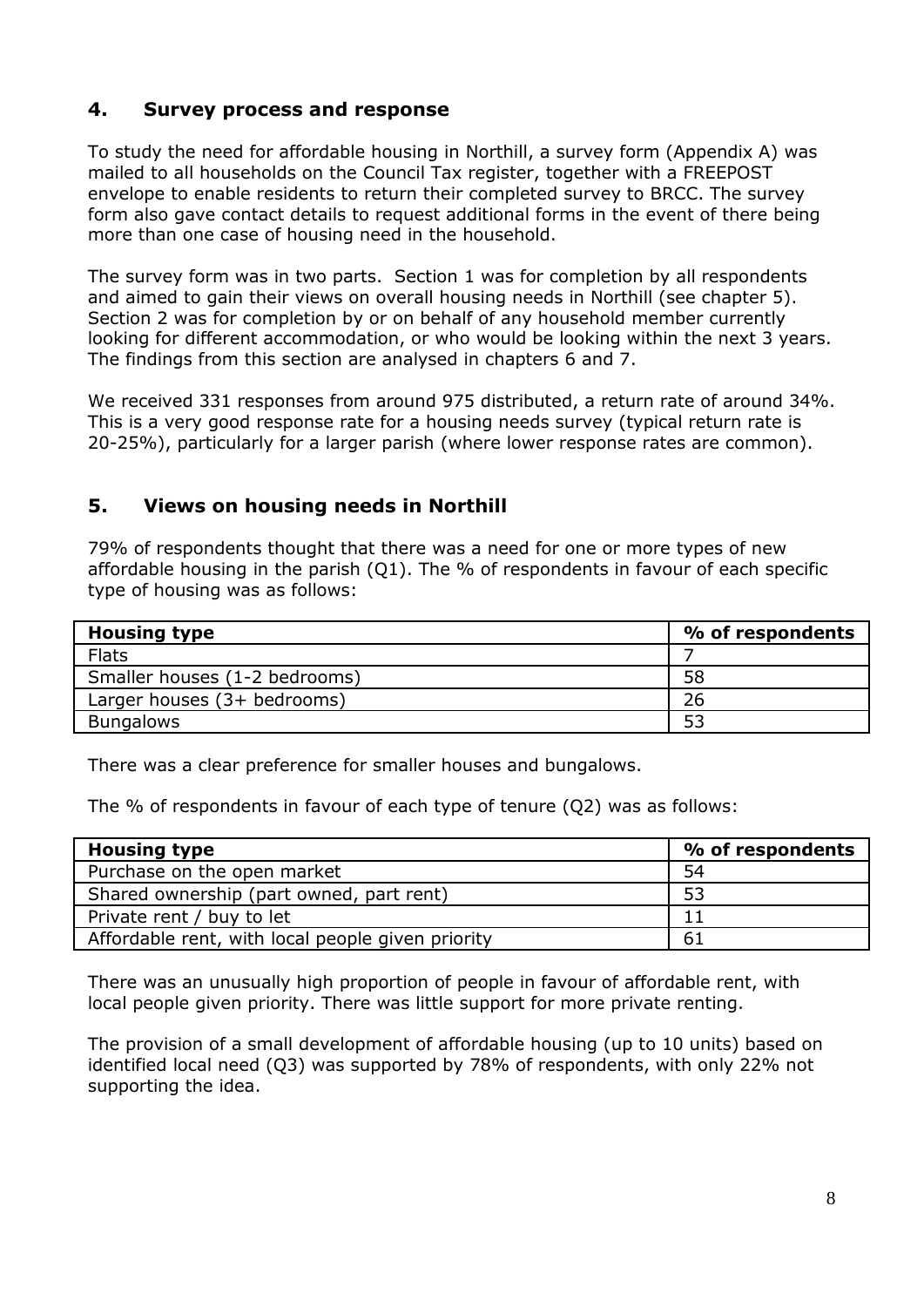## 4. Survey process and response

To study the need for affordable housing in Northill, a survey form (Appendix A) was mailed to all households on the Council Tax register, together with a FREEPOST envelope to enable residents to return their completed survey to BRCC. The survey form also gave contact details to request additional forms in the event of there being more than one case of housing need in the household.

The survey form was in two parts. Section 1 was for completion by all respondents and aimed to gain their views on overall housing needs in Northill (see chapter 5). Section 2 was for completion by or on behalf of any household member currently looking for different accommodation, or who would be looking within the next 3 years. The findings from this section are analysed in chapters 6 and 7.

We received 331 responses from around 975 distributed, a return rate of around 34%. This is a very good response rate for a housing needs survey (typical return rate is 20-25%), particularly for a larger parish (where lower response rates are common).

## 5. Views on housing needs in Northill

79% of respondents thought that there was a need for one or more types of new affordable housing in the parish (Q1). The % of respondents in favour of each specific type of housing was as follows:

| Housing type | % of respondents |
|---|---|
| Flats | 7 |
| Smaller houses (1-2 bedrooms) | 58 |
| Larger houses (3+ bedrooms) | 26 |
| Bungalows | 53 |

There was a clear preference for smaller houses and bungalows.

The % of respondents in favour of each type of tenure (Q2) was as follows:

| Housing type | % of respondents |
|---|---|
| Purchase on the open market | 54 |
| Shared ownership (part owned, part rent) | 53 |
| Private rent / buy to let | 11 |
| Affordable rent, with local people given priority | 61 |

There was an unusually high proportion of people in favour of affordable rent, with local people given priority. There was little support for more private renting.

The provision of a small development of affordable housing (up to 10 units) based on identified local need (Q3) was supported by 78% of respondents, with only 22% not supporting the idea.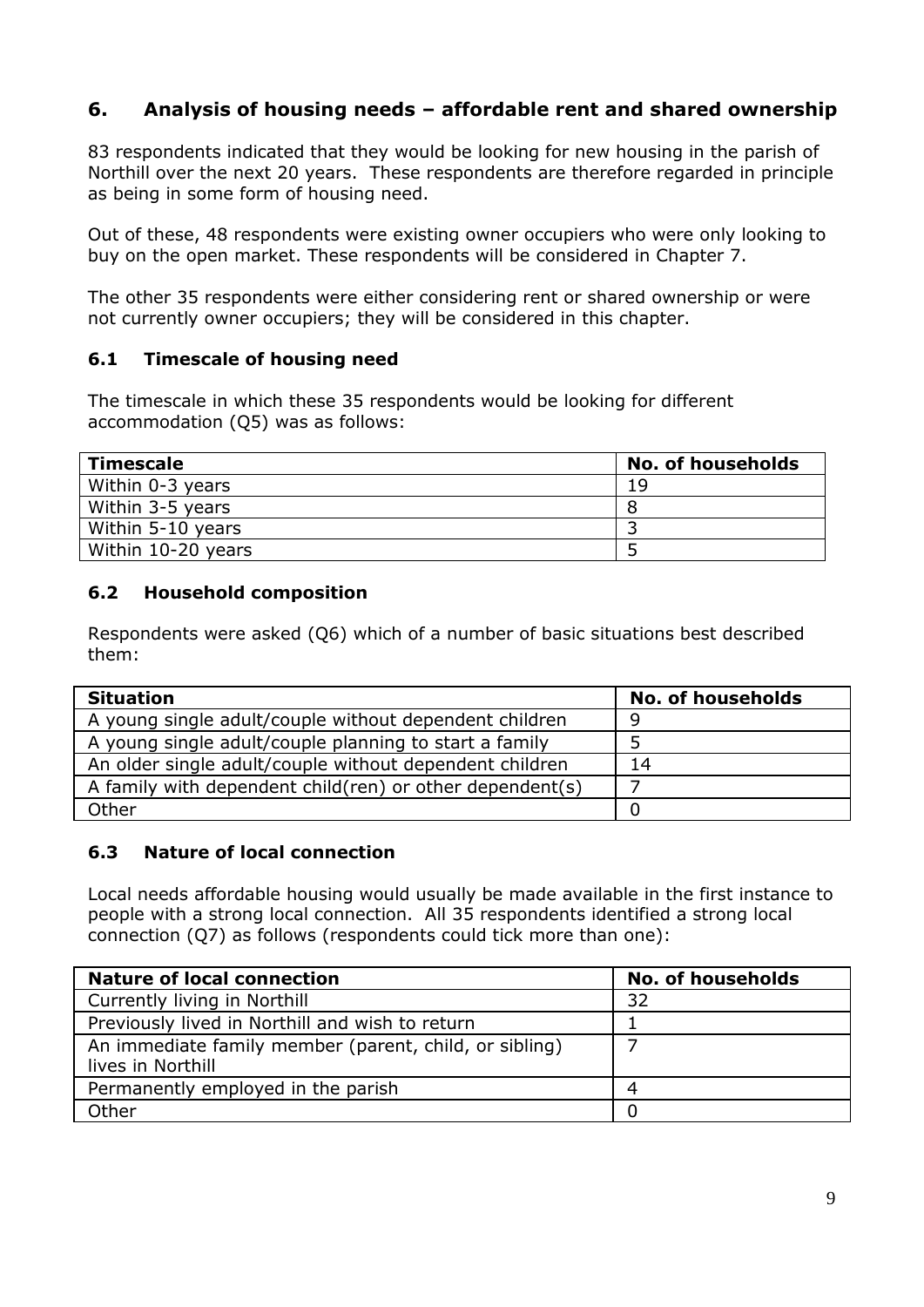## 6. Analysis of housing needs – affordable rent and shared ownership

83 respondents indicated that they would be looking for new housing in the parish of Northill over the next 20 years. These respondents are therefore regarded in principle as being in some form of housing need.

Out of these, 48 respondents were existing owner occupiers who were only looking to buy on the open market. These respondents will be considered in Chapter 7.

The other 35 respondents were either considering rent or shared ownership or were not currently owner occupiers; they will be considered in this chapter.

### 6.1 Timescale of housing need

The timescale in which these 35 respondents would be looking for different accommodation (Q5) was as follows:

| Timescale | No. of households |
|---|---|
| Within 0-3 years | 19 |
| Within 3-5 years | 8 |
| Within 5-10 years | 3 |
| Within 10-20 years | 5 |

### 6.2 Household composition

Respondents were asked (Q6) which of a number of basic situations best described them:

| Situation | No. of households |
|---|---|
| A young single adult/couple without dependent children | 9 |
| A young single adult/couple planning to start a family | 5 |
| An older single adult/couple without dependent children | 14 |
| A family with dependent child(ren) or other dependent(s) | 7 |
| Other | 0 |

### 6.3 Nature of local connection

Local needs affordable housing would usually be made available in the first instance to people with a strong local connection. All 35 respondents identified a strong local connection (Q7) as follows (respondents could tick more than one):

| Nature of local connection | No. of households |
|---|---|
| Currently living in Northill | 32 |
| Previously lived in Northill and wish to return | 1 |
| An immediate family member (parent, child, or sibling) lives in Northill | 7 |
| Permanently employed in the parish | 4 |
| Other | 0 |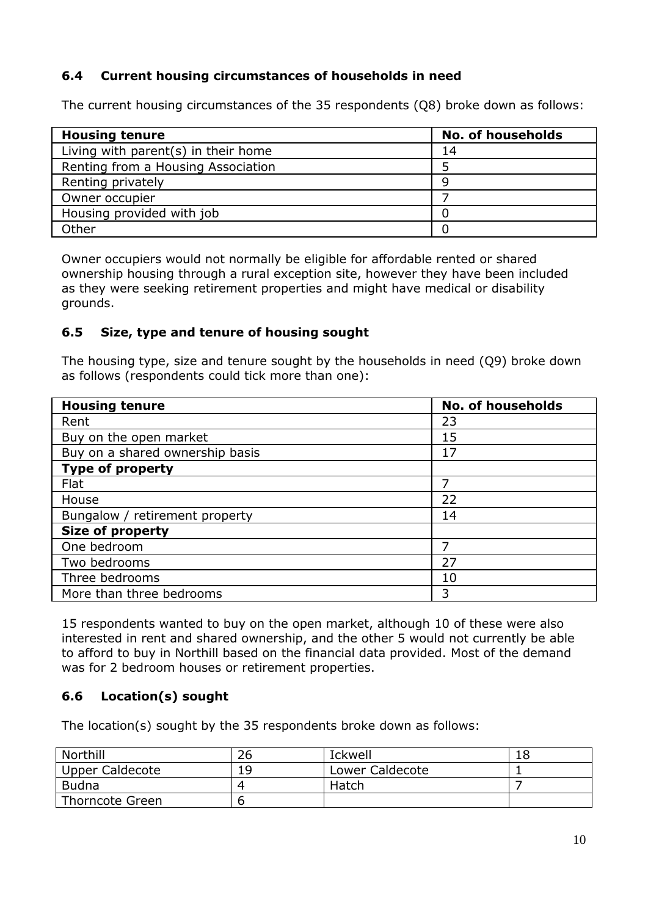### 6.4 Current housing circumstances of households in need

The current housing circumstances of the 35 respondents (Q8) broke down as follows:

| Housing tenure | No. of households |
|---|---|
| Living with parent(s) in their home | 14 |
| Renting from a Housing Association | 5 |
| Renting privately | 9 |
| Owner occupier | 7 |
| Housing provided with job | 0 |
| Other | 0 |

Owner occupiers would not normally be eligible for affordable rented or shared ownership housing through a rural exception site, however they have been included as they were seeking retirement properties and might have medical or disability grounds.

### 6.5 Size, type and tenure of housing sought

The housing type, size and tenure sought by the households in need (Q9) broke down as follows (respondents could tick more than one):

| Housing tenure | No. of households |
|---|---|
| Rent | 23 |
| Buy on the open market | 15 |
| Buy on a shared ownership basis | 17 |
| **Type of property** | |
| Flat | 7 |
| House | 22 |
| Bungalow / retirement property | 14 |
| **Size of property** | |
| One bedroom | 7 |
| Two bedrooms | 27 |
| Three bedrooms | 10 |
| More than three bedrooms | 3 |

15 respondents wanted to buy on the open market, although 10 of these were also interested in rent and shared ownership, and the other 5 would not currently be able to afford to buy in Northill based on the financial data provided. Most of the demand was for 2 bedroom houses or retirement properties.

### 6.6 Location(s) sought

The location(s) sought by the 35 respondents broke down as follows:

| Northill | 26 | Ickwell | 18 |
|---|---|---|---|
| Upper Caldecote | 19 | Lower Caldecote | 1 |
| Budna | 4 | Hatch | 7 |
| Thorncote Green | 6 | | |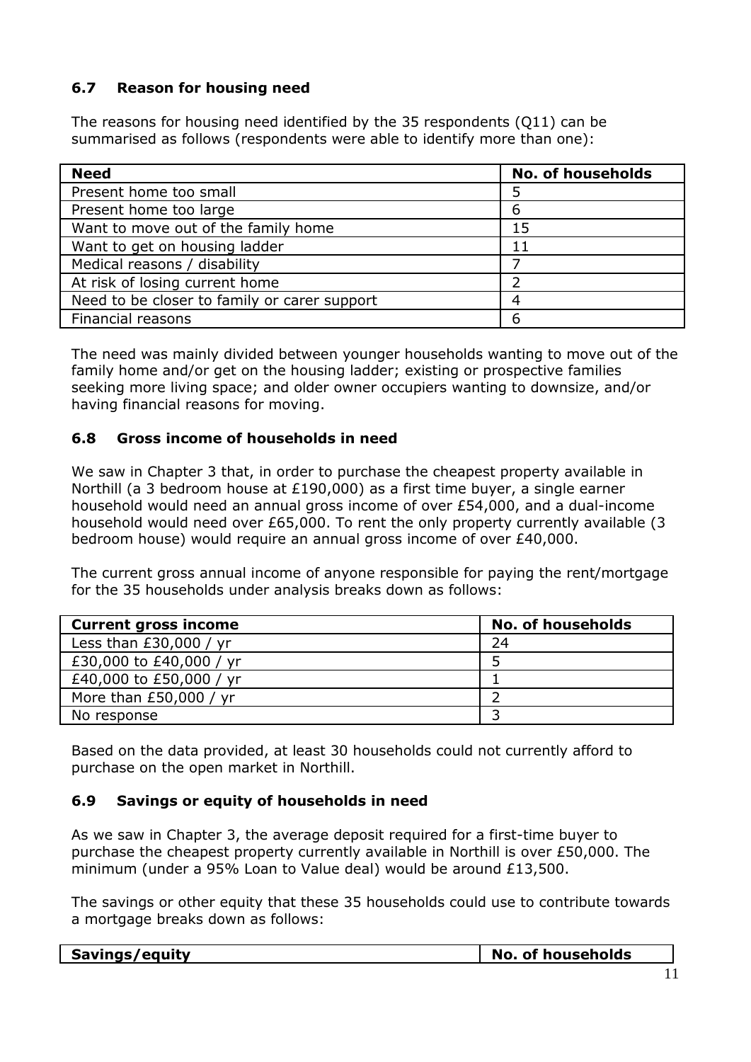### 6.7 Reason for housing need

The reasons for housing need identified by the 35 respondents (Q11) can be summarised as follows (respondents were able to identify more than one):

| Need | No. of households |
| --- | --- |
| Present home too small | 5 |
| Present home too large | 6 |
| Want to move out of the family home | 15 |
| Want to get on housing ladder | 11 |
| Medical reasons / disability | 7 |
| At risk of losing current home | 2 |
| Need to be closer to family or carer support | 4 |
| Financial reasons | 6 |

The need was mainly divided between younger households wanting to move out of the family home and/or get on the housing ladder; existing or prospective families seeking more living space; and older owner occupiers wanting to downsize, and/or having financial reasons for moving.

### 6.8 Gross income of households in need

We saw in Chapter 3 that, in order to purchase the cheapest property available in Northill (a 3 bedroom house at £190,000) as a first time buyer, a single earner household would need an annual gross income of over £54,000, and a dual-income household would need over £65,000. To rent the only property currently available (3 bedroom house) would require an annual gross income of over £40,000.

The current gross annual income of anyone responsible for paying the rent/mortgage for the 35 households under analysis breaks down as follows:

| Current gross income | No. of households |
| --- | --- |
| Less than £30,000 / yr | 24 |
| £30,000 to £40,000 / yr | 5 |
| £40,000 to £50,000 / yr | 1 |
| More than £50,000 / yr | 2 |
| No response | 3 |

Based on the data provided, at least 30 households could not currently afford to purchase on the open market in Northill.

### 6.9 Savings or equity of households in need

As we saw in Chapter 3, the average deposit required for a first-time buyer to purchase the cheapest property currently available in Northill is over £50,000. The minimum (under a 95% Loan to Value deal) would be around £13,500.

The savings or other equity that these 35 households could use to contribute towards a mortgage breaks down as follows:

| Savings/equity | No. of households |
| --- | --- |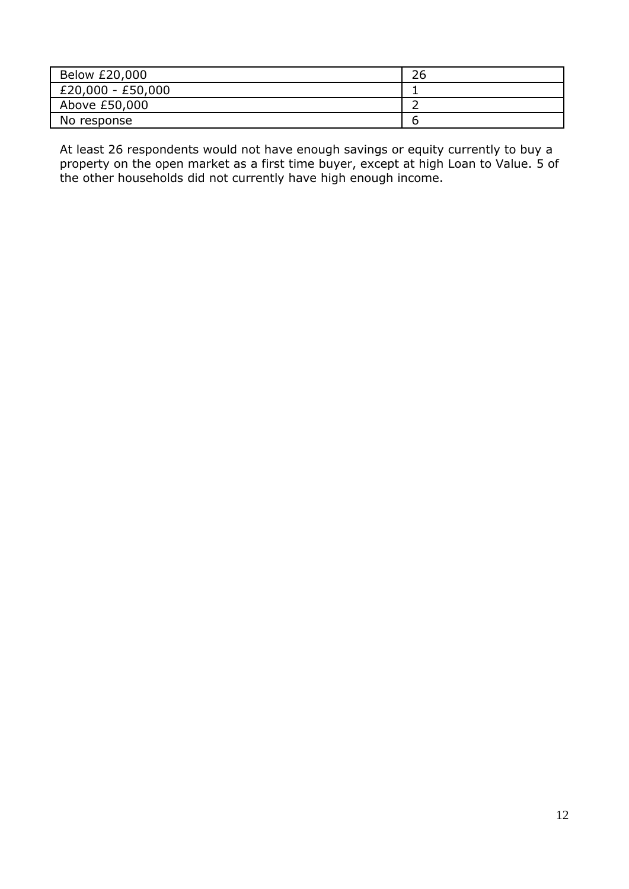| Below £20,000 | 26 |
| --- | --- |
| £20,000 - £50,000 | 1 |
| Above £50,000 | 2 |
| No response | 6 |

At least 26 respondents would not have enough savings or equity currently to buy a property on the open market as a first time buyer, except at high Loan to Value. 5 of the other households did not currently have high enough income.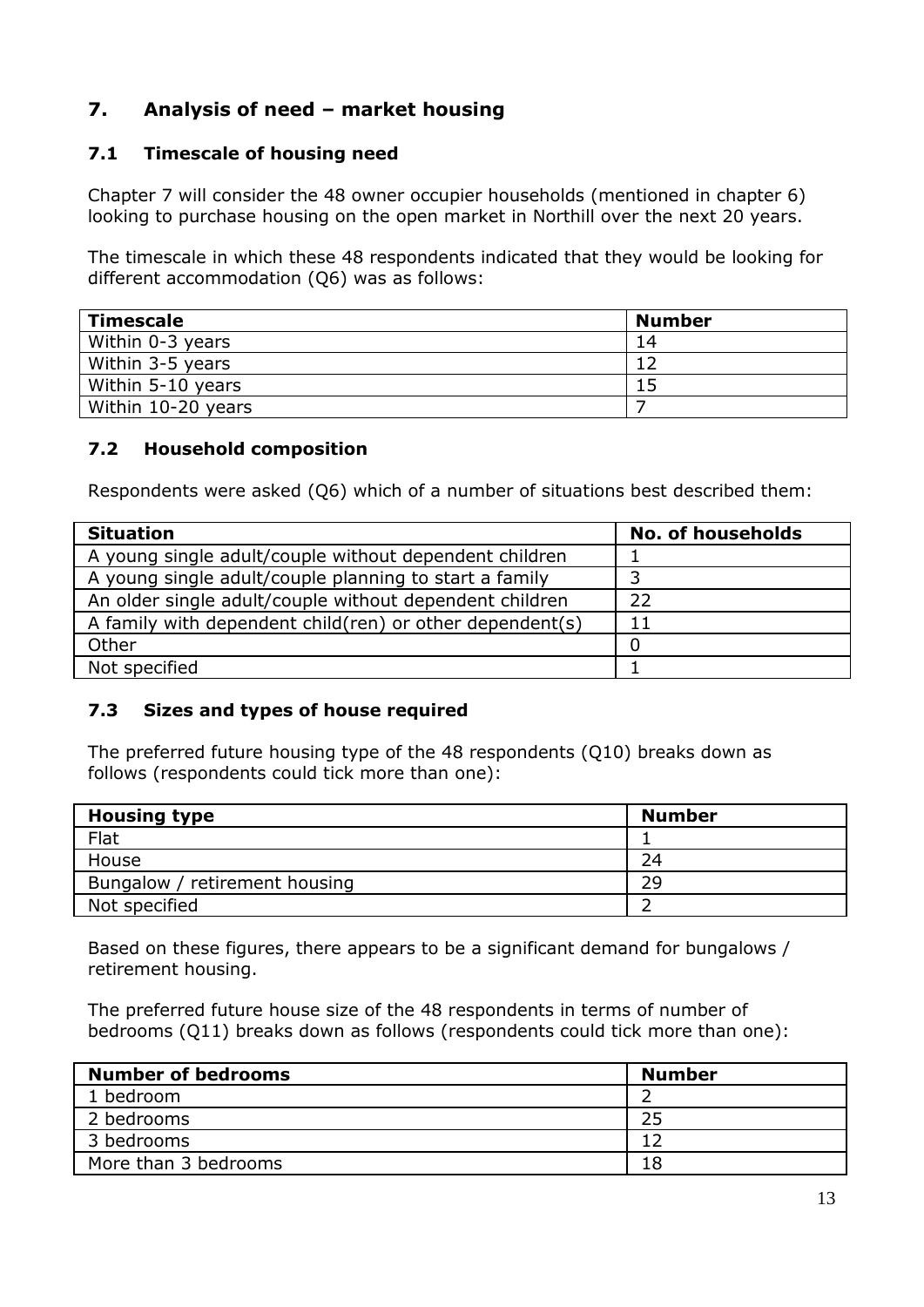## 7. Analysis of need – market housing

### 7.1 Timescale of housing need

Chapter 7 will consider the 48 owner occupier households (mentioned in chapter 6) looking to purchase housing on the open market in Northill over the next 20 years.

The timescale in which these 48 respondents indicated that they would be looking for different accommodation (Q6) was as follows:

| Timescale | Number |
|---|---|
| Within 0-3 years | 14 |
| Within 3-5 years | 12 |
| Within 5-10 years | 15 |
| Within 10-20 years | 7 |

### 7.2 Household composition

Respondents were asked (Q6) which of a number of situations best described them:

| Situation | No. of households |
|---|---|
| A young single adult/couple without dependent children | 1 |
| A young single adult/couple planning to start a family | 3 |
| An older single adult/couple without dependent children | 22 |
| A family with dependent child(ren) or other dependent(s) | 11 |
| Other | 0 |
| Not specified | 1 |

### 7.3 Sizes and types of house required

The preferred future housing type of the 48 respondents (Q10) breaks down as follows (respondents could tick more than one):

| Housing type | Number |
|---|---|
| Flat | 1 |
| House | 24 |
| Bungalow / retirement housing | 29 |
| Not specified | 2 |

Based on these figures, there appears to be a significant demand for bungalows / retirement housing.

The preferred future house size of the 48 respondents in terms of number of bedrooms (Q11) breaks down as follows (respondents could tick more than one):

| Number of bedrooms | Number |
|---|---|
| 1 bedroom | 2 |
| 2 bedrooms | 25 |
| 3 bedrooms | 12 |
| More than 3 bedrooms | 18 |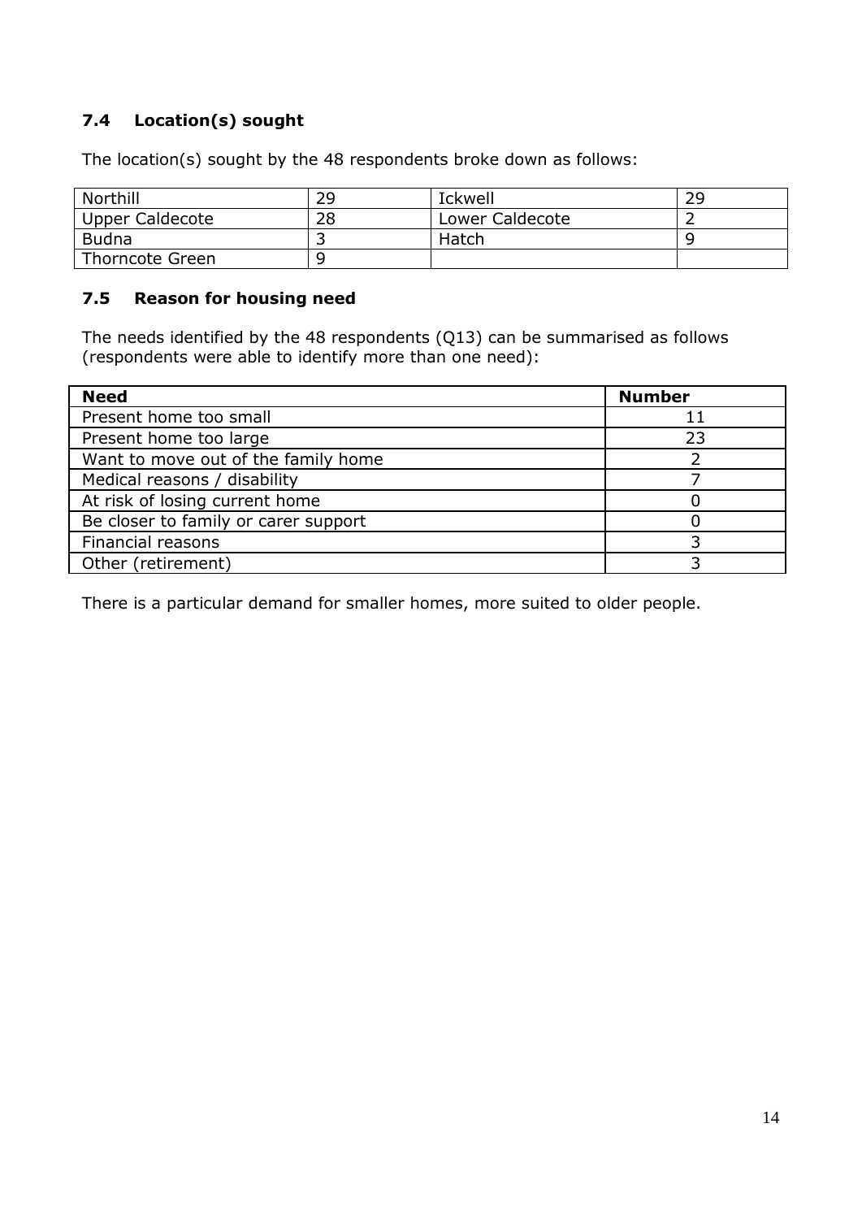## 7.4 Location(s) sought

The location(s) sought by the 48 respondents broke down as follows:

| | | | |
|---|---|---|---|
| Northill | 29 | Ickwell | 29 |
| Upper Caldecote | 28 | Lower Caldecote | 2 |
| Budna | 3 | Hatch | 9 |
| Thorncote Green | 9 | | |

## 7.5 Reason for housing need

The needs identified by the 48 respondents (Q13) can be summarised as follows (respondents were able to identify more than one need):

| Need | Number |
|---|---|
| Present home too small | 11 |
| Present home too large | 23 |
| Want to move out of the family home | 2 |
| Medical reasons / disability | 7 |
| At risk of losing current home | 0 |
| Be closer to family or carer support | 0 |
| Financial reasons | 3 |
| Other (retirement) | 3 |

There is a particular demand for smaller homes, more suited to older people.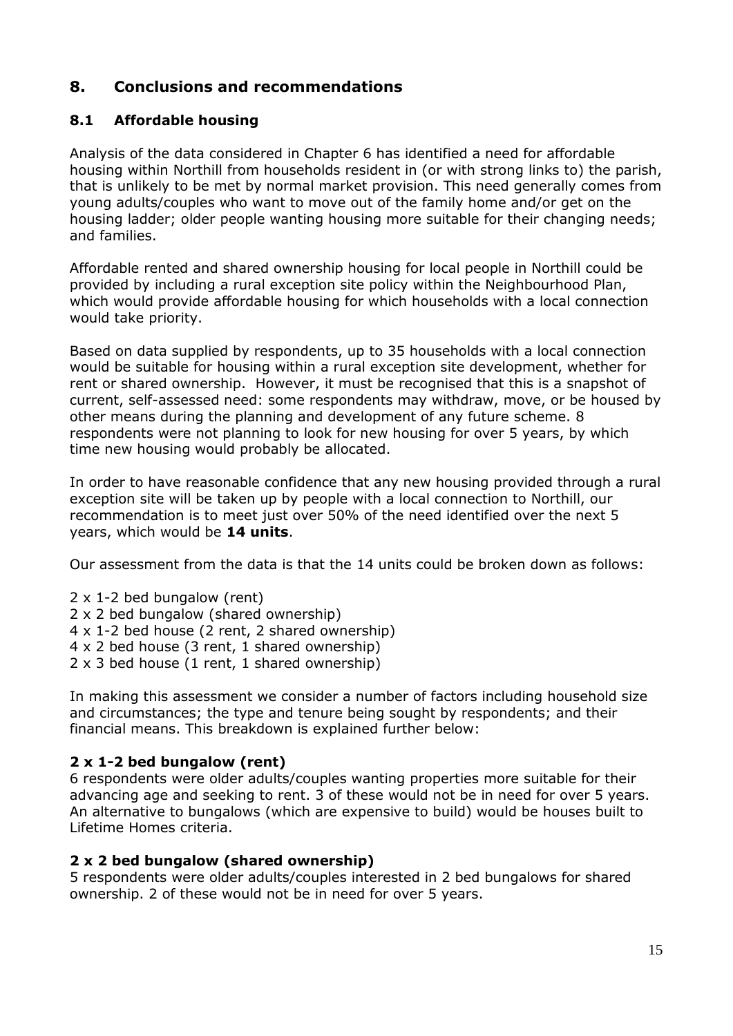## 8. Conclusions and recommendations

### 8.1 Affordable housing

Analysis of the data considered in Chapter 6 has identified a need for affordable housing within Northill from households resident in (or with strong links to) the parish, that is unlikely to be met by normal market provision. This need generally comes from young adults/couples who want to move out of the family home and/or get on the housing ladder; older people wanting housing more suitable for their changing needs; and families.

Affordable rented and shared ownership housing for local people in Northill could be provided by including a rural exception site policy within the Neighbourhood Plan, which would provide affordable housing for which households with a local connection would take priority.

Based on data supplied by respondents, up to 35 households with a local connection would be suitable for housing within a rural exception site development, whether for rent or shared ownership. However, it must be recognised that this is a snapshot of current, self-assessed need: some respondents may withdraw, move, or be housed by other means during the planning and development of any future scheme. 8 respondents were not planning to look for new housing for over 5 years, by which time new housing would probably be allocated.

In order to have reasonable confidence that any new housing provided through a rural exception site will be taken up by people with a local connection to Northill, our recommendation is to meet just over 50% of the need identified over the next 5 years, which would be **14 units**.

Our assessment from the data is that the 14 units could be broken down as follows:

2 x 1-2 bed bungalow (rent)
2 x 2 bed bungalow (shared ownership)
4 x 1-2 bed house (2 rent, 2 shared ownership)
4 x 2 bed house (3 rent, 1 shared ownership)
2 x 3 bed house (1 rent, 1 shared ownership)

In making this assessment we consider a number of factors including household size and circumstances; the type and tenure being sought by respondents; and their financial means. This breakdown is explained further below:

**2 x 1-2 bed bungalow (rent)**
6 respondents were older adults/couples wanting properties more suitable for their advancing age and seeking to rent. 3 of these would not be in need for over 5 years. An alternative to bungalows (which are expensive to build) would be houses built to Lifetime Homes criteria.

**2 x 2 bed bungalow (shared ownership)**
5 respondents were older adults/couples interested in 2 bed bungalows for shared ownership. 2 of these would not be in need for over 5 years.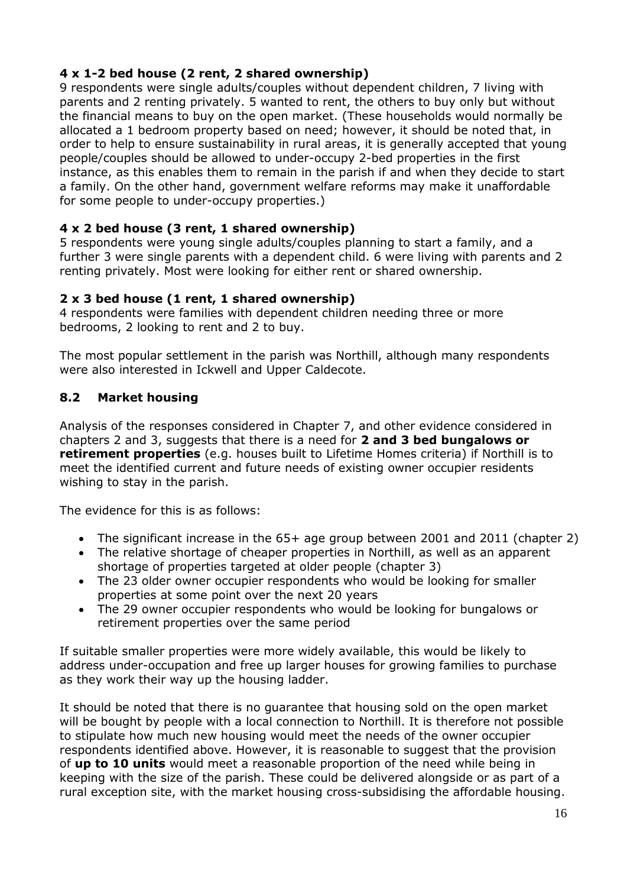**4 x 1-2 bed house (2 rent, 2 shared ownership)**
9 respondents were single adults/couples without dependent children, 7 living with parents and 2 renting privately. 5 wanted to rent, the others to buy only but without the financial means to buy on the open market. (These households would normally be allocated a 1 bedroom property based on need; however, it should be noted that, in order to help to ensure sustainability in rural areas, it is generally accepted that young people/couples should be allowed to under-occupy 2-bed properties in the first instance, as this enables them to remain in the parish if and when they decide to start a family. On the other hand, government welfare reforms may make it unaffordable for some people to under-occupy properties.)

**4 x 2 bed house (3 rent, 1 shared ownership)**
5 respondents were young single adults/couples planning to start a family, and a further 3 were single parents with a dependent child. 6 were living with parents and 2 renting privately. Most were looking for either rent or shared ownership.

**2 x 3 bed house (1 rent, 1 shared ownership)**
4 respondents were families with dependent children needing three or more bedrooms, 2 looking to rent and 2 to buy.

The most popular settlement in the parish was Northill, although many respondents were also interested in Ickwell and Upper Caldecote.

## 8.2 Market housing

Analysis of the responses considered in Chapter 7, and other evidence considered in chapters 2 and 3, suggests that there is a need for **2 and 3 bed bungalows or retirement properties** (e.g. houses built to Lifetime Homes criteria) if Northill is to meet the identified current and future needs of existing owner occupier residents wishing to stay in the parish.

The evidence for this is as follows:

- The significant increase in the 65+ age group between 2001 and 2011 (chapter 2)
- The relative shortage of cheaper properties in Northill, as well as an apparent shortage of properties targeted at older people (chapter 3)
- The 23 older owner occupier respondents who would be looking for smaller properties at some point over the next 20 years
- The 29 owner occupier respondents who would be looking for bungalows or retirement properties over the same period

If suitable smaller properties were more widely available, this would be likely to address under-occupation and free up larger houses for growing families to purchase as they work their way up the housing ladder.

It should be noted that there is no guarantee that housing sold on the open market will be bought by people with a local connection to Northill. It is therefore not possible to stipulate how much new housing would meet the needs of the owner occupier respondents identified above. However, it is reasonable to suggest that the provision of **up to 10 units** would meet a reasonable proportion of the need while being in keeping with the size of the parish. These could be delivered alongside or as part of a rural exception site, with the market housing cross-subsidising the affordable housing.